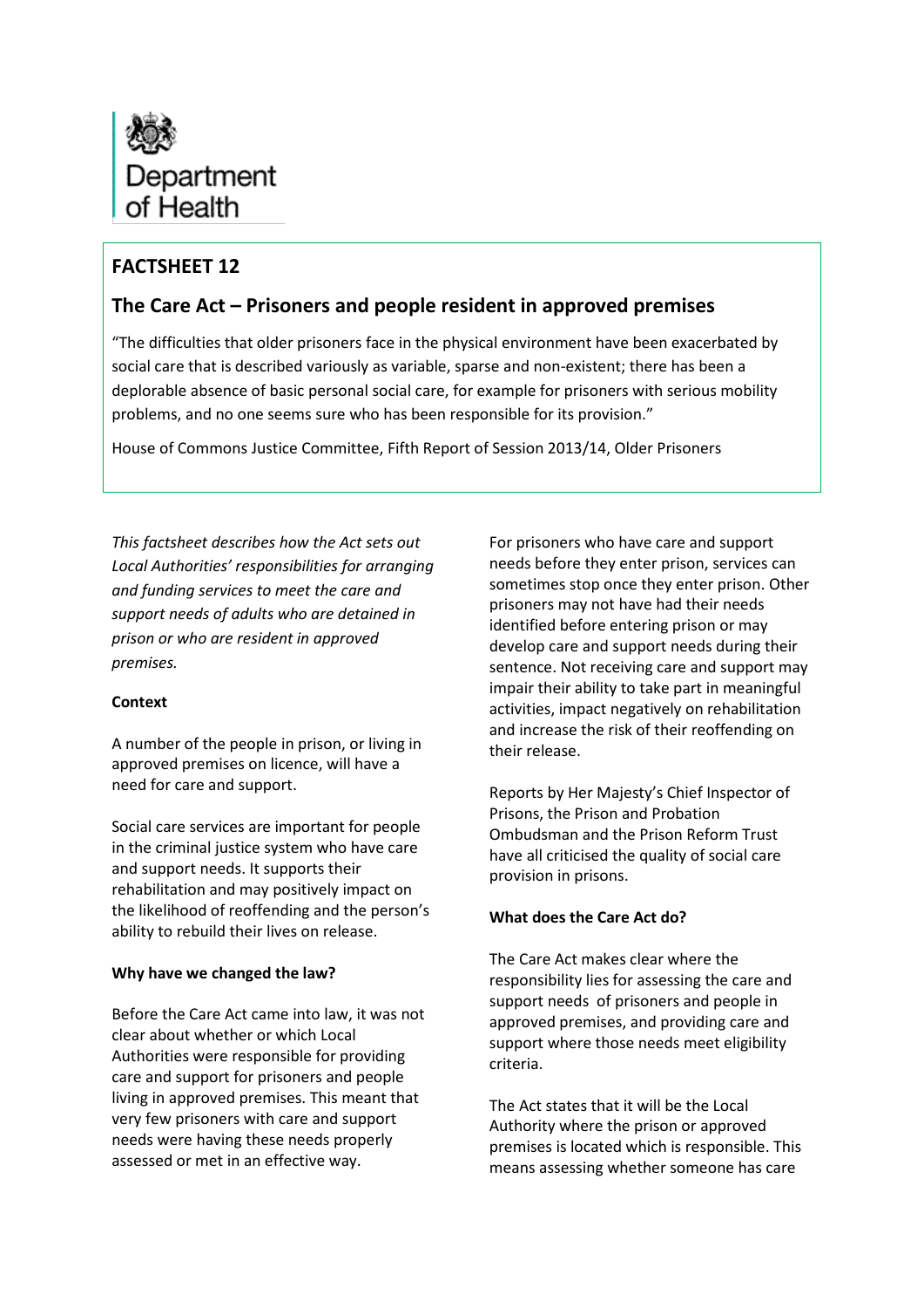Department of Health

# FACTSHEET 12

## The Care Act – Prisoners and people resident in approved premises

"The difficulties that older prisoners face in the physical environment have been exacerbated by social care that is described variously as variable, sparse and non-existent; there has been a deplorable absence of basic personal social care, for example for prisoners with serious mobility problems, and no one seems sure who has been responsible for its provision."

House of Commons Justice Committee, Fifth Report of Session 2013/14, Older Prisoners

*This factsheet describes how the Act sets out Local Authorities' responsibilities for arranging and funding services to meet the care and support needs of adults who are detained in prison or who are resident in approved premises.*

**Context**

A number of the people in prison, or living in approved premises on licence, will have a need for care and support.

Social care services are important for people in the criminal justice system who have care and support needs. It supports their rehabilitation and may positively impact on the likelihood of reoffending and the person's ability to rebuild their lives on release.

**Why have we changed the law?**

Before the Care Act came into law, it was not clear about whether or which Local Authorities were responsible for providing care and support for prisoners and people living in approved premises. This meant that very few prisoners with care and support needs were having these needs properly assessed or met in an effective way.

For prisoners who have care and support needs before they enter prison, services can sometimes stop once they enter prison. Other prisoners may not have had their needs identified before entering prison or may develop care and support needs during their sentence. Not receiving care and support may impair their ability to take part in meaningful activities, impact negatively on rehabilitation and increase the risk of their reoffending on their release.

Reports by Her Majesty's Chief Inspector of Prisons, the Prison and Probation Ombudsman and the Prison Reform Trust have all criticised the quality of social care provision in prisons.

**What does the Care Act do?**

The Care Act makes clear where the responsibility lies for assessing the care and support needs of prisoners and people in approved premises, and providing care and support where those needs meet eligibility criteria.

The Act states that it will be the Local Authority where the prison or approved premises is located which is responsible. This means assessing whether someone has care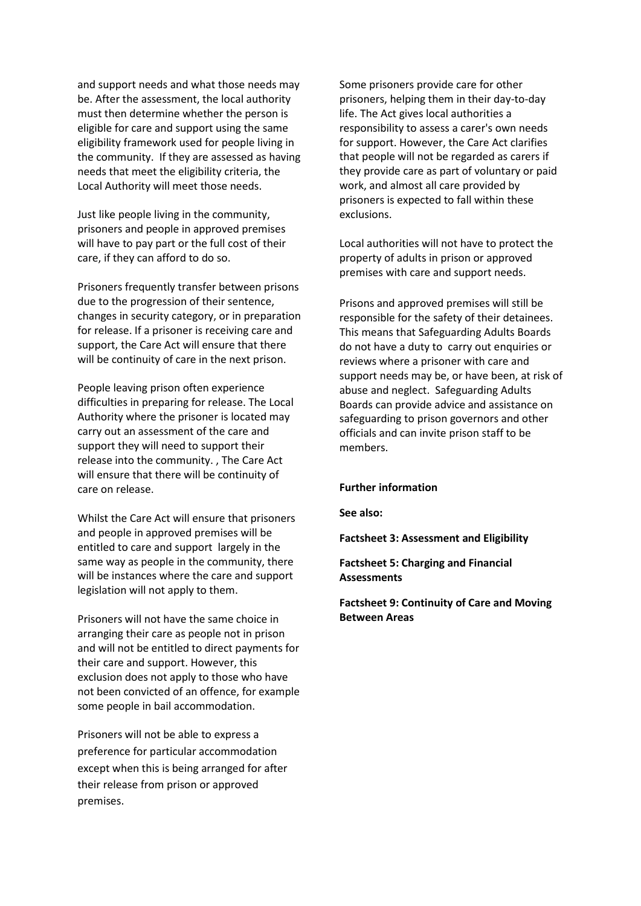and support needs and what those needs may be. After the assessment, the local authority must then determine whether the person is eligible for care and support using the same eligibility framework used for people living in the community. If they are assessed as having needs that meet the eligibility criteria, the Local Authority will meet those needs.

Just like people living in the community, prisoners and people in approved premises will have to pay part or the full cost of their care, if they can afford to do so.

Prisoners frequently transfer between prisons due to the progression of their sentence, changes in security category, or in preparation for release. If a prisoner is receiving care and support, the Care Act will ensure that there will be continuity of care in the next prison.

People leaving prison often experience difficulties in preparing for release. The Local Authority where the prisoner is located may carry out an assessment of the care and support they will need to support their release into the community. , The Care Act will ensure that there will be continuity of care on release.

Whilst the Care Act will ensure that prisoners and people in approved premises will be entitled to care and support largely in the same way as people in the community, there will be instances where the care and support legislation will not apply to them.

Prisoners will not have the same choice in arranging their care as people not in prison and will not be entitled to direct payments for their care and support. However, this exclusion does not apply to those who have not been convicted of an offence, for example some people in bail accommodation.

Prisoners will not be able to express a preference for particular accommodation except when this is being arranged for after their release from prison or approved premises.

Some prisoners provide care for other prisoners, helping them in their day-to-day life. The Act gives local authorities a responsibility to assess a carer's own needs for support. However, the Care Act clarifies that people will not be regarded as carers if they provide care as part of voluntary or paid work, and almost all care provided by prisoners is expected to fall within these exclusions.

Local authorities will not have to protect the property of adults in prison or approved premises with care and support needs.

Prisons and approved premises will still be responsible for the safety of their detainees. This means that Safeguarding Adults Boards do not have a duty to carry out enquiries or reviews where a prisoner with care and support needs may be, or have been, at risk of abuse and neglect. Safeguarding Adults Boards can provide advice and assistance on safeguarding to prison governors and other officials and can invite prison staff to be members.

**Further information**

**See also:**

**Factsheet 3: Assessment and Eligibility**

**Factsheet 5: Charging and Financial Assessments**

**Factsheet 9: Continuity of Care and Moving Between Areas**